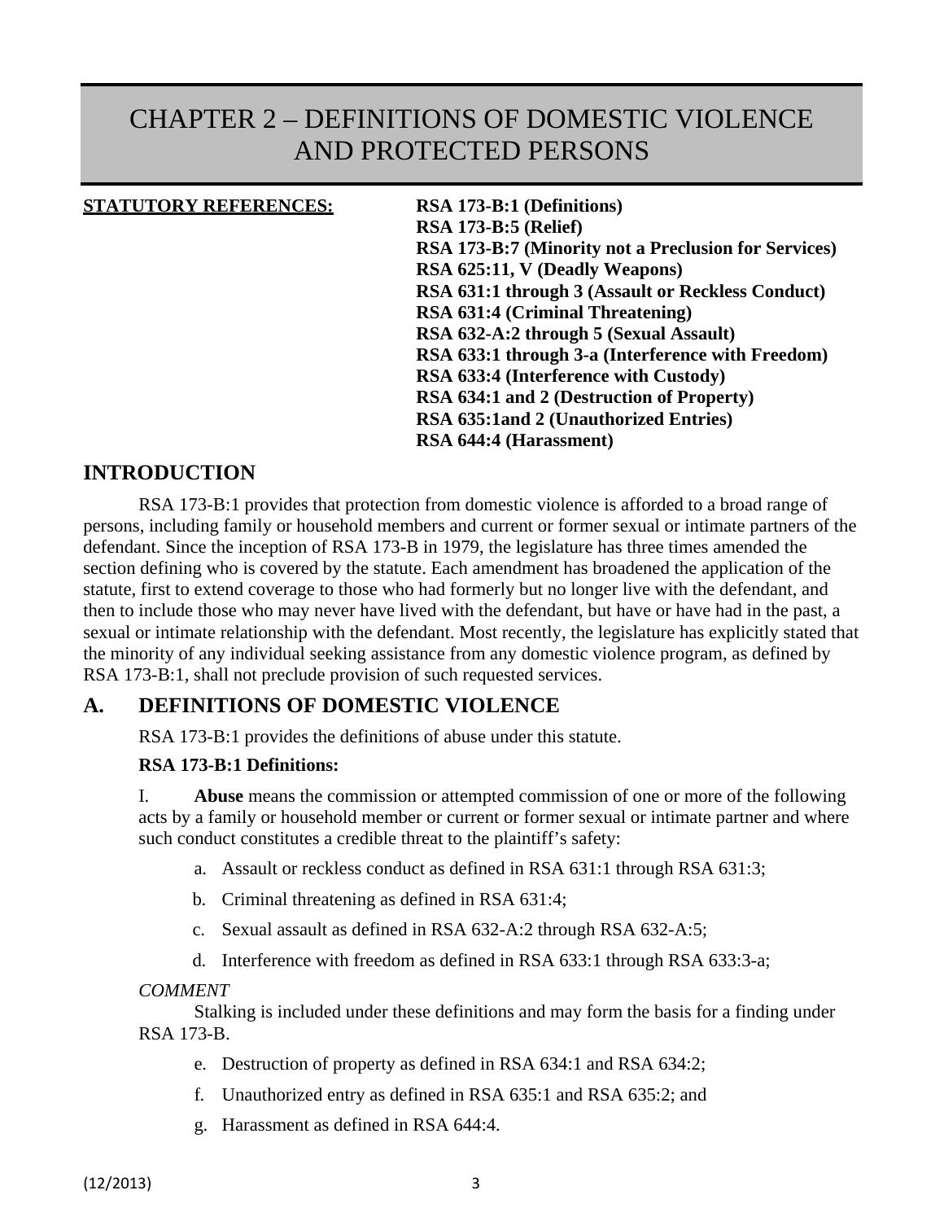# CHAPTER 2 – DEFINITIONS OF DOMESTIC VIOLENCE AND PROTECTED PERSONS

**STATUTORY REFERENCES:**

**RSA 173-B:1 (Definitions)**
**RSA 173-B:5 (Relief)**
**RSA 173-B:7 (Minority not a Preclusion for Services)**
**RSA 625:11, V (Deadly Weapons)**
**RSA 631:1 through 3 (Assault or Reckless Conduct)**
**RSA 631:4 (Criminal Threatening)**
**RSA 632-A:2 through 5 (Sexual Assault)**
**RSA 633:1 through 3-a (Interference with Freedom)**
**RSA 633:4 (Interference with Custody)**
**RSA 634:1 and 2 (Destruction of Property)**
**RSA 635:1and 2 (Unauthorized Entries)**
**RSA 644:4 (Harassment)**

## INTRODUCTION

RSA 173-B:1 provides that protection from domestic violence is afforded to a broad range of persons, including family or household members and current or former sexual or intimate partners of the defendant. Since the inception of RSA 173-B in 1979, the legislature has three times amended the section defining who is covered by the statute. Each amendment has broadened the application of the statute, first to extend coverage to those who had formerly but no longer live with the defendant, and then to include those who may never have lived with the defendant, but have or have had in the past, a sexual or intimate relationship with the defendant. Most recently, the legislature has explicitly stated that the minority of any individual seeking assistance from any domestic violence program, as defined by RSA 173-B:1, shall not preclude provision of such requested services.

## A. DEFINITIONS OF DOMESTIC VIOLENCE

RSA 173-B:1 provides the definitions of abuse under this statute.

**RSA 173-B:1 Definitions:**

I. **Abuse** means the commission or attempted commission of one or more of the following acts by a family or household member or current or former sexual or intimate partner and where such conduct constitutes a credible threat to the plaintiff's safety:

a. Assault or reckless conduct as defined in RSA 631:1 through RSA 631:3;

b. Criminal threatening as defined in RSA 631:4;

c. Sexual assault as defined in RSA 632-A:2 through RSA 632-A:5;

d. Interference with freedom as defined in RSA 633:1 through RSA 633:3-a;

*COMMENT*

Stalking is included under these definitions and may form the basis for a finding under RSA 173-B.

e. Destruction of property as defined in RSA 634:1 and RSA 634:2;

f. Unauthorized entry as defined in RSA 635:1 and RSA 635:2; and

g. Harassment as defined in RSA 644:4.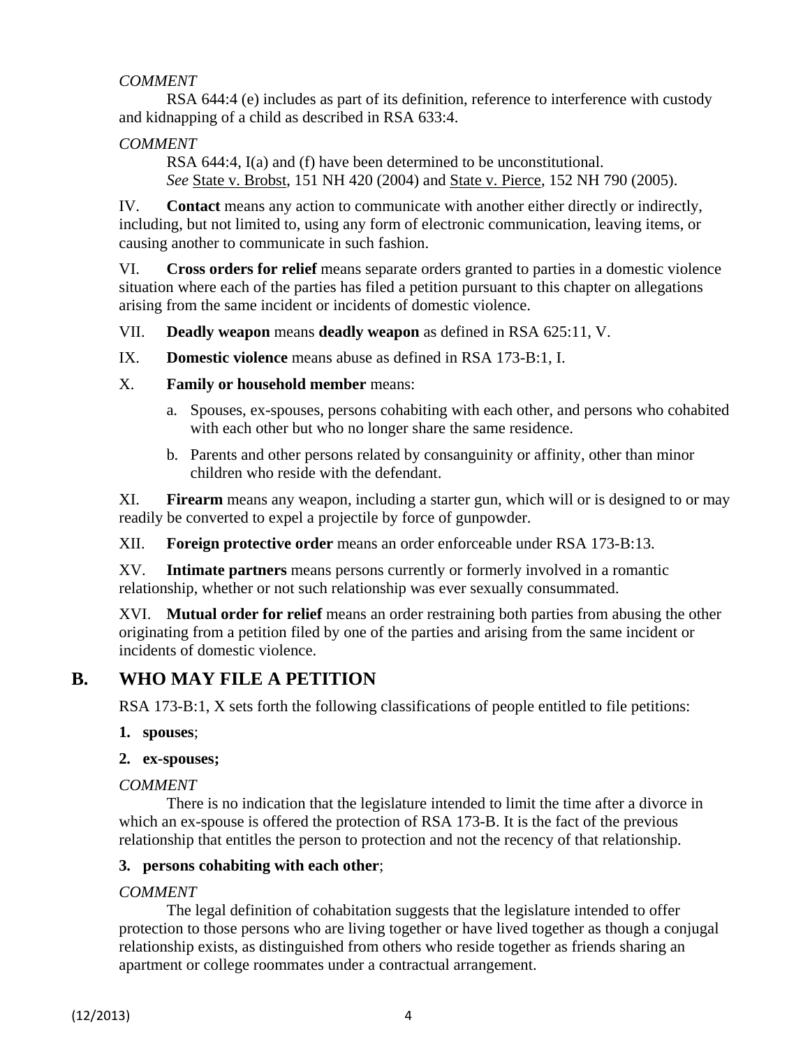*COMMENT*

RSA 644:4 (e) includes as part of its definition, reference to interference with custody and kidnapping of a child as described in RSA 633:4.

*COMMENT*

RSA 644:4, I(a) and (f) have been determined to be unconstitutional.
*See* State v. Brobst, 151 NH 420 (2004) and State v. Pierce, 152 NH 790 (2005).

IV. **Contact** means any action to communicate with another either directly or indirectly, including, but not limited to, using any form of electronic communication, leaving items, or causing another to communicate in such fashion.

VI. **Cross orders for relief** means separate orders granted to parties in a domestic violence situation where each of the parties has filed a petition pursuant to this chapter on allegations arising from the same incident or incidents of domestic violence.

VII. **Deadly weapon** means **deadly weapon** as defined in RSA 625:11, V.

IX. **Domestic violence** means abuse as defined in RSA 173-B:1, I.

X. **Family or household member** means:

a. Spouses, ex-spouses, persons cohabiting with each other, and persons who cohabited with each other but who no longer share the same residence.

b. Parents and other persons related by consanguinity or affinity, other than minor children who reside with the defendant.

XI. **Firearm** means any weapon, including a starter gun, which will or is designed to or may readily be converted to expel a projectile by force of gunpowder.

XII. **Foreign protective order** means an order enforceable under RSA 173-B:13.

XV. **Intimate partners** means persons currently or formerly involved in a romantic relationship, whether or not such relationship was ever sexually consummated.

XVI. **Mutual order for relief** means an order restraining both parties from abusing the other originating from a petition filed by one of the parties and arising from the same incident or incidents of domestic violence.

## B. WHO MAY FILE A PETITION

RSA 173-B:1, X sets forth the following classifications of people entitled to file petitions:

1. **spouses**;

2. **ex-spouses;**

*COMMENT*

There is no indication that the legislature intended to limit the time after a divorce in which an ex-spouse is offered the protection of RSA 173-B. It is the fact of the previous relationship that entitles the person to protection and not the recency of that relationship.

3. **persons cohabiting with each other**;

*COMMENT*

The legal definition of cohabitation suggests that the legislature intended to offer protection to those persons who are living together or have lived together as though a conjugal relationship exists, as distinguished from others who reside together as friends sharing an apartment or college roommates under a contractual arrangement.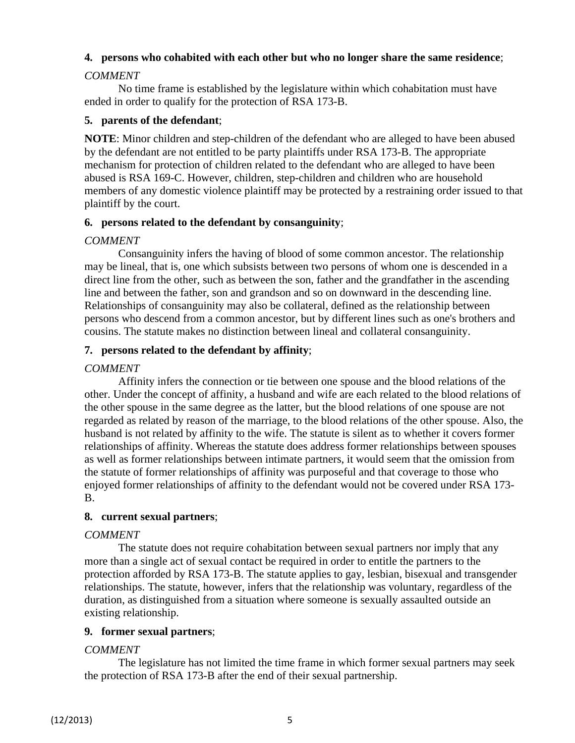**4. persons who cohabited with each other but who no longer share the same residence**;

*COMMENT*

No time frame is established by the legislature within which cohabitation must have ended in order to qualify for the protection of RSA 173-B.

**5. parents of the defendant**;

**NOTE**: Minor children and step-children of the defendant who are alleged to have been abused by the defendant are not entitled to be party plaintiffs under RSA 173-B. The appropriate mechanism for protection of children related to the defendant who are alleged to have been abused is RSA 169-C. However, children, step-children and children who are household members of any domestic violence plaintiff may be protected by a restraining order issued to that plaintiff by the court.

**6. persons related to the defendant by consanguinity**;

*COMMENT*

Consanguinity infers the having of blood of some common ancestor. The relationship may be lineal, that is, one which subsists between two persons of whom one is descended in a direct line from the other, such as between the son, father and the grandfather in the ascending line and between the father, son and grandson and so on downward in the descending line. Relationships of consanguinity may also be collateral, defined as the relationship between persons who descend from a common ancestor, but by different lines such as one's brothers and cousins. The statute makes no distinction between lineal and collateral consanguinity.

**7. persons related to the defendant by affinity**;

*COMMENT*

Affinity infers the connection or tie between one spouse and the blood relations of the other. Under the concept of affinity, a husband and wife are each related to the blood relations of the other spouse in the same degree as the latter, but the blood relations of one spouse are not regarded as related by reason of the marriage, to the blood relations of the other spouse. Also, the husband is not related by affinity to the wife. The statute is silent as to whether it covers former relationships of affinity. Whereas the statute does address former relationships between spouses as well as former relationships between intimate partners, it would seem that the omission from the statute of former relationships of affinity was purposeful and that coverage to those who enjoyed former relationships of affinity to the defendant would not be covered under RSA 173-B.

**8. current sexual partners**;

*COMMENT*

The statute does not require cohabitation between sexual partners nor imply that any more than a single act of sexual contact be required in order to entitle the partners to the protection afforded by RSA 173-B. The statute applies to gay, lesbian, bisexual and transgender relationships. The statute, however, infers that the relationship was voluntary, regardless of the duration, as distinguished from a situation where someone is sexually assaulted outside an existing relationship.

**9. former sexual partners**;

*COMMENT*

The legislature has not limited the time frame in which former sexual partners may seek the protection of RSA 173-B after the end of their sexual partnership.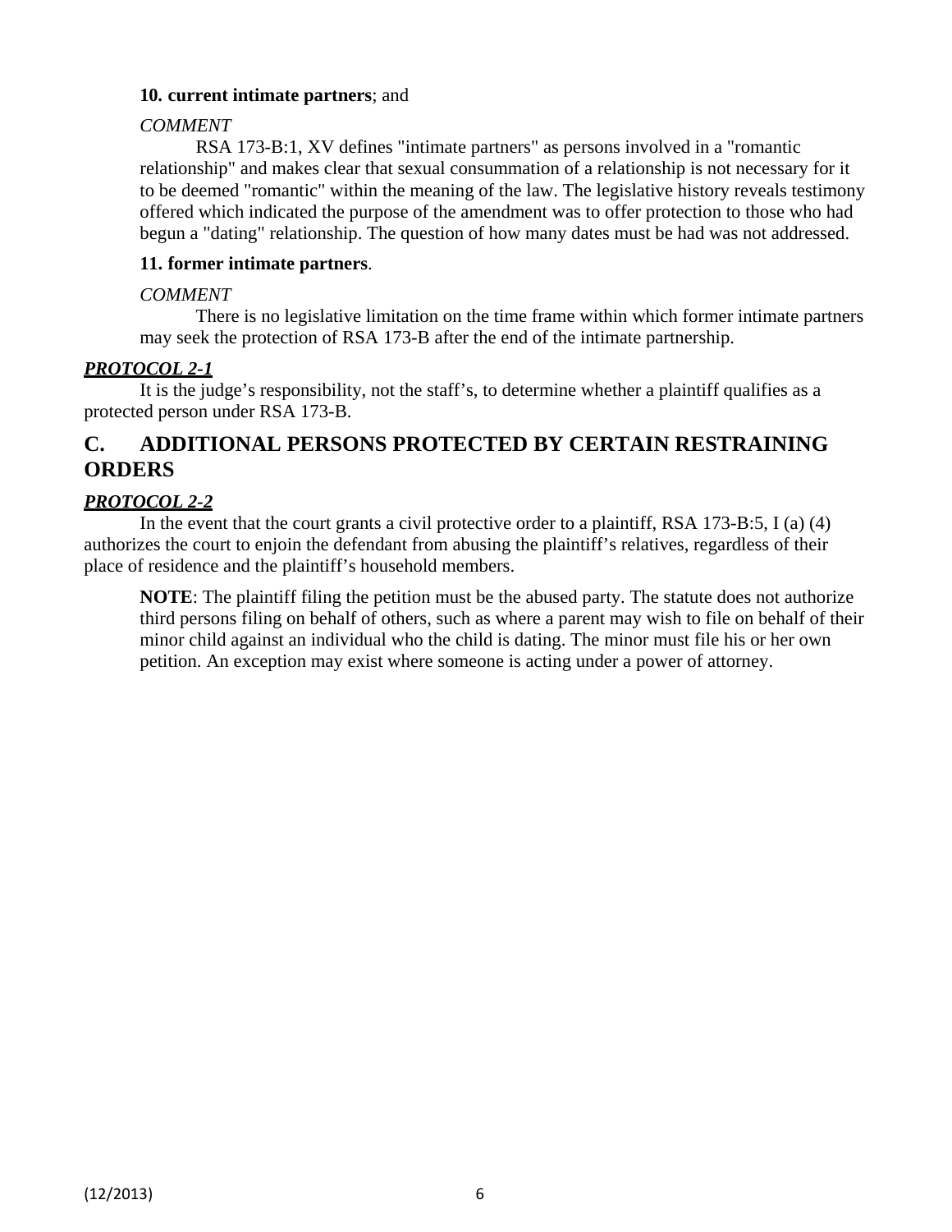**10. current intimate partners**; and

*COMMENT*

RSA 173-B:1, XV defines "intimate partners" as persons involved in a "romantic relationship" and makes clear that sexual consummation of a relationship is not necessary for it to be deemed "romantic" within the meaning of the law. The legislative history reveals testimony offered which indicated the purpose of the amendment was to offer protection to those who had begun a "dating" relationship. The question of how many dates must be had was not addressed.

**11. former intimate partners**.

*COMMENT*

There is no legislative limitation on the time frame within which former intimate partners may seek the protection of RSA 173-B after the end of the intimate partnership.

***PROTOCOL 2-1***

It is the judge's responsibility, not the staff's, to determine whether a plaintiff qualifies as a protected person under RSA 173-B.

## C. ADDITIONAL PERSONS PROTECTED BY CERTAIN RESTRAINING ORDERS

***PROTOCOL 2-2***

In the event that the court grants a civil protective order to a plaintiff, RSA 173-B:5, I (a) (4) authorizes the court to enjoin the defendant from abusing the plaintiff's relatives, regardless of their place of residence and the plaintiff's household members.

**NOTE**: The plaintiff filing the petition must be the abused party. The statute does not authorize third persons filing on behalf of others, such as where a parent may wish to file on behalf of their minor child against an individual who the child is dating. The minor must file his or her own petition. An exception may exist where someone is acting under a power of attorney.